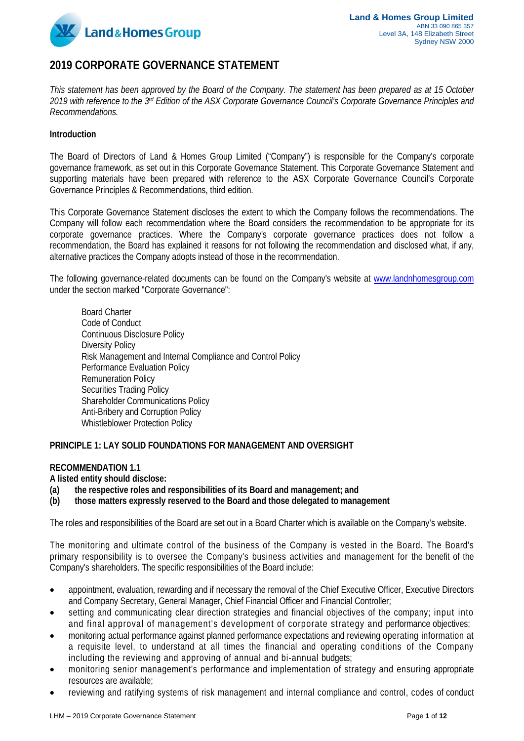Land & Homes Group Limited
ABN 33 090 865 357
Level 3A, 148 Elizabeth Street
Sydney NSW 2000

# 2019 CORPORATE GOVERNANCE STATEMENT

*This statement has been approved by the Board of the Company. The statement has been prepared as at 15 October 2019 with reference to the 3rd Edition of the ASX Corporate Governance Council's Corporate Governance Principles and Recommendations.*

**Introduction**

The Board of Directors of Land & Homes Group Limited ("Company") is responsible for the Company's corporate governance framework, as set out in this Corporate Governance Statement. This Corporate Governance Statement and supporting materials have been prepared with reference to the ASX Corporate Governance Council's Corporate Governance Principles & Recommendations, third edition.

This Corporate Governance Statement discloses the extent to which the Company follows the recommendations. The Company will follow each recommendation where the Board considers the recommendation to be appropriate for its corporate governance practices. Where the Company's corporate governance practices does not follow a recommendation, the Board has explained it reasons for not following the recommendation and disclosed what, if any, alternative practices the Company adopts instead of those in the recommendation.

The following governance-related documents can be found on the Company's website at www.landnhomesgroup.com under the section marked "Corporate Governance":

Board Charter
Code of Conduct
Continuous Disclosure Policy
Diversity Policy
Risk Management and Internal Compliance and Control Policy
Performance Evaluation Policy
Remuneration Policy
Securities Trading Policy
Shareholder Communications Policy
Anti-Bribery and Corruption Policy
Whistleblower Protection Policy

## PRINCIPLE 1: LAY SOLID FOUNDATIONS FOR MANAGEMENT AND OVERSIGHT

**RECOMMENDATION 1.1**
**A listed entity should disclose:**
**(a) the respective roles and responsibilities of its Board and management; and**
**(b) those matters expressly reserved to the Board and those delegated to management**

The roles and responsibilities of the Board are set out in a Board Charter which is available on the Company's website.

The monitoring and ultimate control of the business of the Company is vested in the Board. The Board's primary responsibility is to oversee the Company's business activities and management for the benefit of the Company's shareholders. The specific responsibilities of the Board include:

- appointment, evaluation, rewarding and if necessary the removal of the Chief Executive Officer, Executive Directors and Company Secretary, General Manager, Chief Financial Officer and Financial Controller;
- setting and communicating clear direction strategies and financial objectives of the company; input into and final approval of management's development of corporate strategy and performance objectives;
- monitoring actual performance against planned performance expectations and reviewing operating information at a requisite level, to understand at all times the financial and operating conditions of the Company including the reviewing and approving of annual and bi-annual budgets;
- monitoring senior management's performance and implementation of strategy and ensuring appropriate resources are available;
- reviewing and ratifying systems of risk management and internal compliance and control, codes of conduct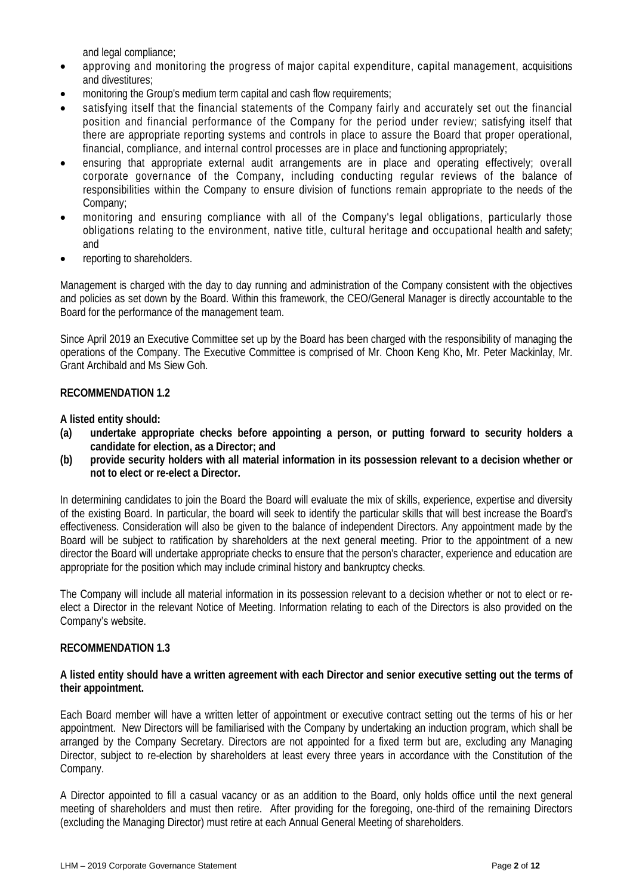and legal compliance;

- approving and monitoring the progress of major capital expenditure, capital management, acquisitions and divestitures;
- monitoring the Group's medium term capital and cash flow requirements;
- satisfying itself that the financial statements of the Company fairly and accurately set out the financial position and financial performance of the Company for the period under review; satisfying itself that there are appropriate reporting systems and controls in place to assure the Board that proper operational, financial, compliance, and internal control processes are in place and functioning appropriately;
- ensuring that appropriate external audit arrangements are in place and operating effectively; overall corporate governance of the Company, including conducting regular reviews of the balance of responsibilities within the Company to ensure division of functions remain appropriate to the needs of the Company;
- monitoring and ensuring compliance with all of the Company's legal obligations, particularly those obligations relating to the environment, native title, cultural heritage and occupational health and safety; and
- reporting to shareholders.

Management is charged with the day to day running and administration of the Company consistent with the objectives and policies as set down by the Board. Within this framework, the CEO/General Manager is directly accountable to the Board for the performance of the management team.

Since April 2019 an Executive Committee set up by the Board has been charged with the responsibility of managing the operations of the Company. The Executive Committee is comprised of Mr. Choon Keng Kho, Mr. Peter Mackinlay, Mr. Grant Archibald and Ms Siew Goh.

**RECOMMENDATION 1.2**

**A listed entity should:**

**(a) undertake appropriate checks before appointing a person, or putting forward to security holders a candidate for election, as a Director; and**

**(b) provide security holders with all material information in its possession relevant to a decision whether or not to elect or re-elect a Director.**

In determining candidates to join the Board the Board will evaluate the mix of skills, experience, expertise and diversity of the existing Board. In particular, the board will seek to identify the particular skills that will best increase the Board's effectiveness. Consideration will also be given to the balance of independent Directors. Any appointment made by the Board will be subject to ratification by shareholders at the next general meeting. Prior to the appointment of a new director the Board will undertake appropriate checks to ensure that the person's character, experience and education are appropriate for the position which may include criminal history and bankruptcy checks.

The Company will include all material information in its possession relevant to a decision whether or not to elect or re-elect a Director in the relevant Notice of Meeting. Information relating to each of the Directors is also provided on the Company's website.

**RECOMMENDATION 1.3**

**A listed entity should have a written agreement with each Director and senior executive setting out the terms of their appointment.**

Each Board member will have a written letter of appointment or executive contract setting out the terms of his or her appointment. New Directors will be familiarised with the Company by undertaking an induction program, which shall be arranged by the Company Secretary. Directors are not appointed for a fixed term but are, excluding any Managing Director, subject to re-election by shareholders at least every three years in accordance with the Constitution of the Company.

A Director appointed to fill a casual vacancy or as an addition to the Board, only holds office until the next general meeting of shareholders and must then retire. After providing for the foregoing, one-third of the remaining Directors (excluding the Managing Director) must retire at each Annual General Meeting of shareholders.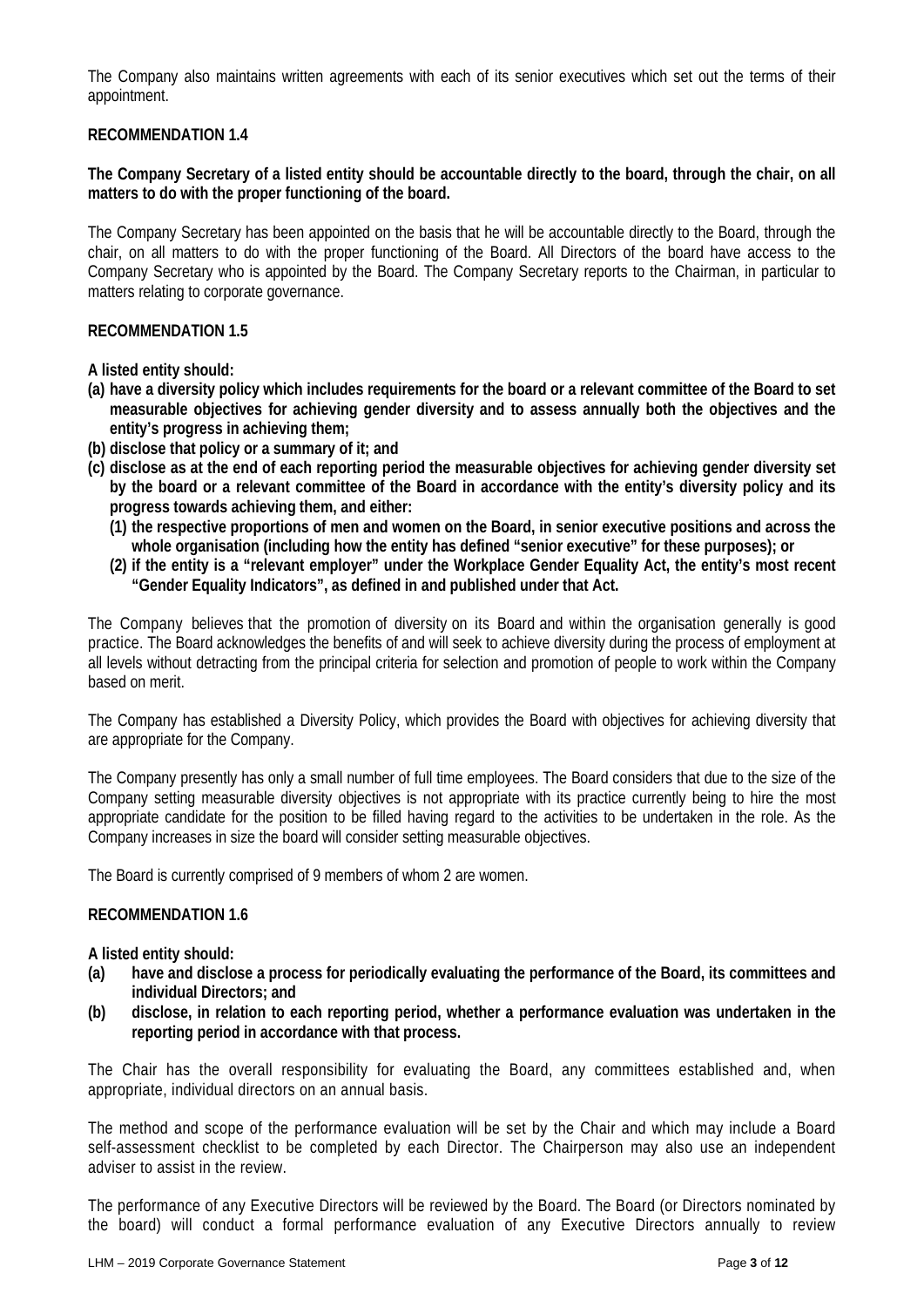The Company also maintains written agreements with each of its senior executives which set out the terms of their appointment.

**RECOMMENDATION 1.4**

**The Company Secretary of a listed entity should be accountable directly to the board, through the chair, on all matters to do with the proper functioning of the board.**

The Company Secretary has been appointed on the basis that he will be accountable directly to the Board, through the chair, on all matters to do with the proper functioning of the Board. All Directors of the board have access to the Company Secretary who is appointed by the Board. The Company Secretary reports to the Chairman, in particular to matters relating to corporate governance.

**RECOMMENDATION 1.5**

**A listed entity should:**

**(a) have a diversity policy which includes requirements for the board or a relevant committee of the Board to set measurable objectives for achieving gender diversity and to assess annually both the objectives and the entity's progress in achieving them;**

**(b) disclose that policy or a summary of it; and**

**(c) disclose as at the end of each reporting period the measurable objectives for achieving gender diversity set by the board or a relevant committee of the Board in accordance with the entity's diversity policy and its progress towards achieving them, and either:**

  **(1) the respective proportions of men and women on the Board, in senior executive positions and across the whole organisation (including how the entity has defined "senior executive" for these purposes); or**

  **(2) if the entity is a "relevant employer" under the Workplace Gender Equality Act, the entity's most recent "Gender Equality Indicators", as defined in and published under that Act.**

The Company believes that the promotion of diversity on its Board and within the organisation generally is good practice. The Board acknowledges the benefits of and will seek to achieve diversity during the process of employment at all levels without detracting from the principal criteria for selection and promotion of people to work within the Company based on merit.

The Company has established a Diversity Policy, which provides the Board with objectives for achieving diversity that are appropriate for the Company.

The Company presently has only a small number of full time employees. The Board considers that due to the size of the Company setting measurable diversity objectives is not appropriate with its practice currently being to hire the most appropriate candidate for the position to be filled having regard to the activities to be undertaken in the role. As the Company increases in size the board will consider setting measurable objectives.

The Board is currently comprised of 9 members of whom 2 are women.

**RECOMMENDATION 1.6**

**A listed entity should:**

**(a) have and disclose a process for periodically evaluating the performance of the Board, its committees and individual Directors; and**

**(b) disclose, in relation to each reporting period, whether a performance evaluation was undertaken in the reporting period in accordance with that process.**

The Chair has the overall responsibility for evaluating the Board, any committees established and, when appropriate, individual directors on an annual basis.

The method and scope of the performance evaluation will be set by the Chair and which may include a Board self-assessment checklist to be completed by each Director. The Chairperson may also use an independent adviser to assist in the review.

The performance of any Executive Directors will be reviewed by the Board. The Board (or Directors nominated by the board) will conduct a formal performance evaluation of any Executive Directors annually to review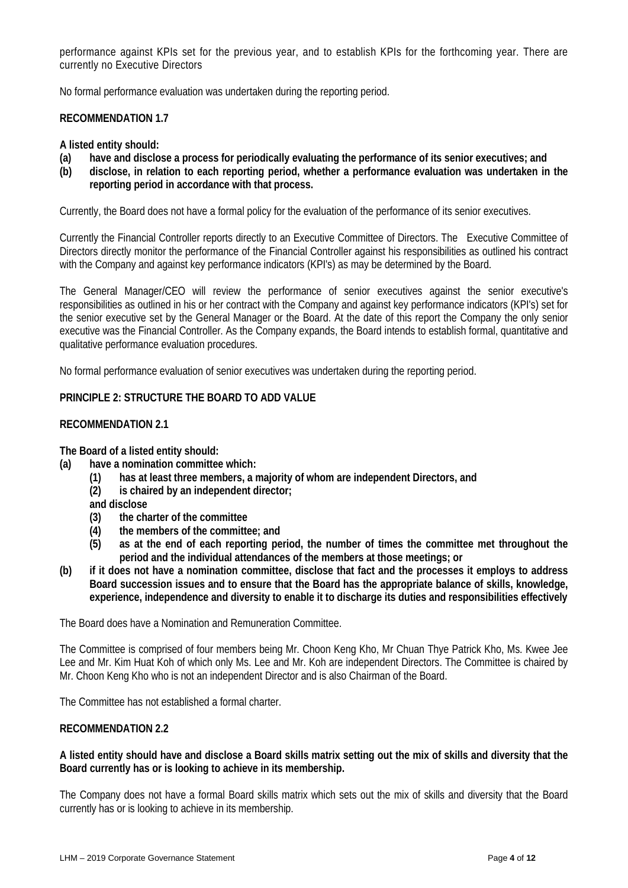performance against KPIs set for the previous year, and to establish KPIs for the forthcoming year. There are currently no Executive Directors

No formal performance evaluation was undertaken during the reporting period.

**RECOMMENDATION 1.7**

**A listed entity should:**

**(a) have and disclose a process for periodically evaluating the performance of its senior executives; and**

**(b) disclose, in relation to each reporting period, whether a performance evaluation was undertaken in the reporting period in accordance with that process.**

Currently, the Board does not have a formal policy for the evaluation of the performance of its senior executives.

Currently the Financial Controller reports directly to an Executive Committee of Directors. The Executive Committee of Directors directly monitor the performance of the Financial Controller against his responsibilities as outlined his contract with the Company and against key performance indicators (KPI's) as may be determined by the Board.

The General Manager/CEO will review the performance of senior executives against the senior executive's responsibilities as outlined in his or her contract with the Company and against key performance indicators (KPI's) set for the senior executive set by the General Manager or the Board. At the date of this report the Company the only senior executive was the Financial Controller. As the Company expands, the Board intends to establish formal, quantitative and qualitative performance evaluation procedures.

No formal performance evaluation of senior executives was undertaken during the reporting period.

**PRINCIPLE 2: STRUCTURE THE BOARD TO ADD VALUE**

**RECOMMENDATION 2.1**

**The Board of a listed entity should:**

**(a) have a nomination committee which:**

**(1) has at least three members, a majority of whom are independent Directors, and**

**(2) is chaired by an independent director;**

**and disclose**

**(3) the charter of the committee**

**(4) the members of the committee; and**

**(5) as at the end of each reporting period, the number of times the committee met throughout the period and the individual attendances of the members at those meetings; or**

**(b) if it does not have a nomination committee, disclose that fact and the processes it employs to address Board succession issues and to ensure that the Board has the appropriate balance of skills, knowledge, experience, independence and diversity to enable it to discharge its duties and responsibilities effectively**

The Board does have a Nomination and Remuneration Committee.

The Committee is comprised of four members being Mr. Choon Keng Kho, Mr Chuan Thye Patrick Kho, Ms. Kwee Jee Lee and Mr. Kim Huat Koh of which only Ms. Lee and Mr. Koh are independent Directors. The Committee is chaired by Mr. Choon Keng Kho who is not an independent Director and is also Chairman of the Board.

The Committee has not established a formal charter.

**RECOMMENDATION 2.2**

**A listed entity should have and disclose a Board skills matrix setting out the mix of skills and diversity that the Board currently has or is looking to achieve in its membership.**

The Company does not have a formal Board skills matrix which sets out the mix of skills and diversity that the Board currently has or is looking to achieve in its membership.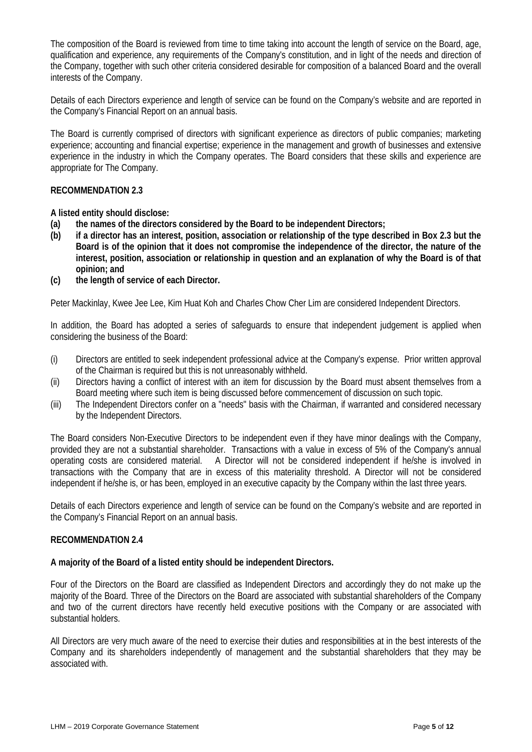The composition of the Board is reviewed from time to time taking into account the length of service on the Board, age, qualification and experience, any requirements of the Company's constitution, and in light of the needs and direction of the Company, together with such other criteria considered desirable for composition of a balanced Board and the overall interests of the Company.

Details of each Directors experience and length of service can be found on the Company's website and are reported in the Company's Financial Report on an annual basis.

The Board is currently comprised of directors with significant experience as directors of public companies; marketing experience; accounting and financial expertise; experience in the management and growth of businesses and extensive experience in the industry in which the Company operates. The Board considers that these skills and experience are appropriate for The Company.

**RECOMMENDATION 2.3**

**A listed entity should disclose:**

**(a) the names of the directors considered by the Board to be independent Directors;**

**(b) if a director has an interest, position, association or relationship of the type described in Box 2.3 but the Board is of the opinion that it does not compromise the independence of the director, the nature of the interest, position, association or relationship in question and an explanation of why the Board is of that opinion; and**

**(c) the length of service of each Director.**

Peter Mackinlay, Kwee Jee Lee, Kim Huat Koh and Charles Chow Cher Lim are considered Independent Directors.

In addition, the Board has adopted a series of safeguards to ensure that independent judgement is applied when considering the business of the Board:

(i) Directors are entitled to seek independent professional advice at the Company's expense. Prior written approval of the Chairman is required but this is not unreasonably withheld.

(ii) Directors having a conflict of interest with an item for discussion by the Board must absent themselves from a Board meeting where such item is being discussed before commencement of discussion on such topic.

(iii) The Independent Directors confer on a "needs" basis with the Chairman, if warranted and considered necessary by the Independent Directors.

The Board considers Non-Executive Directors to be independent even if they have minor dealings with the Company, provided they are not a substantial shareholder. Transactions with a value in excess of 5% of the Company's annual operating costs are considered material. A Director will not be considered independent if he/she is involved in transactions with the Company that are in excess of this materiality threshold. A Director will not be considered independent if he/she is, or has been, employed in an executive capacity by the Company within the last three years.

Details of each Directors experience and length of service can be found on the Company's website and are reported in the Company's Financial Report on an annual basis.

**RECOMMENDATION 2.4**

**A majority of the Board of a listed entity should be independent Directors.**

Four of the Directors on the Board are classified as Independent Directors and accordingly they do not make up the majority of the Board. Three of the Directors on the Board are associated with substantial shareholders of the Company and two of the current directors have recently held executive positions with the Company or are associated with substantial holders.

All Directors are very much aware of the need to exercise their duties and responsibilities at in the best interests of the Company and its shareholders independently of management and the substantial shareholders that they may be associated with.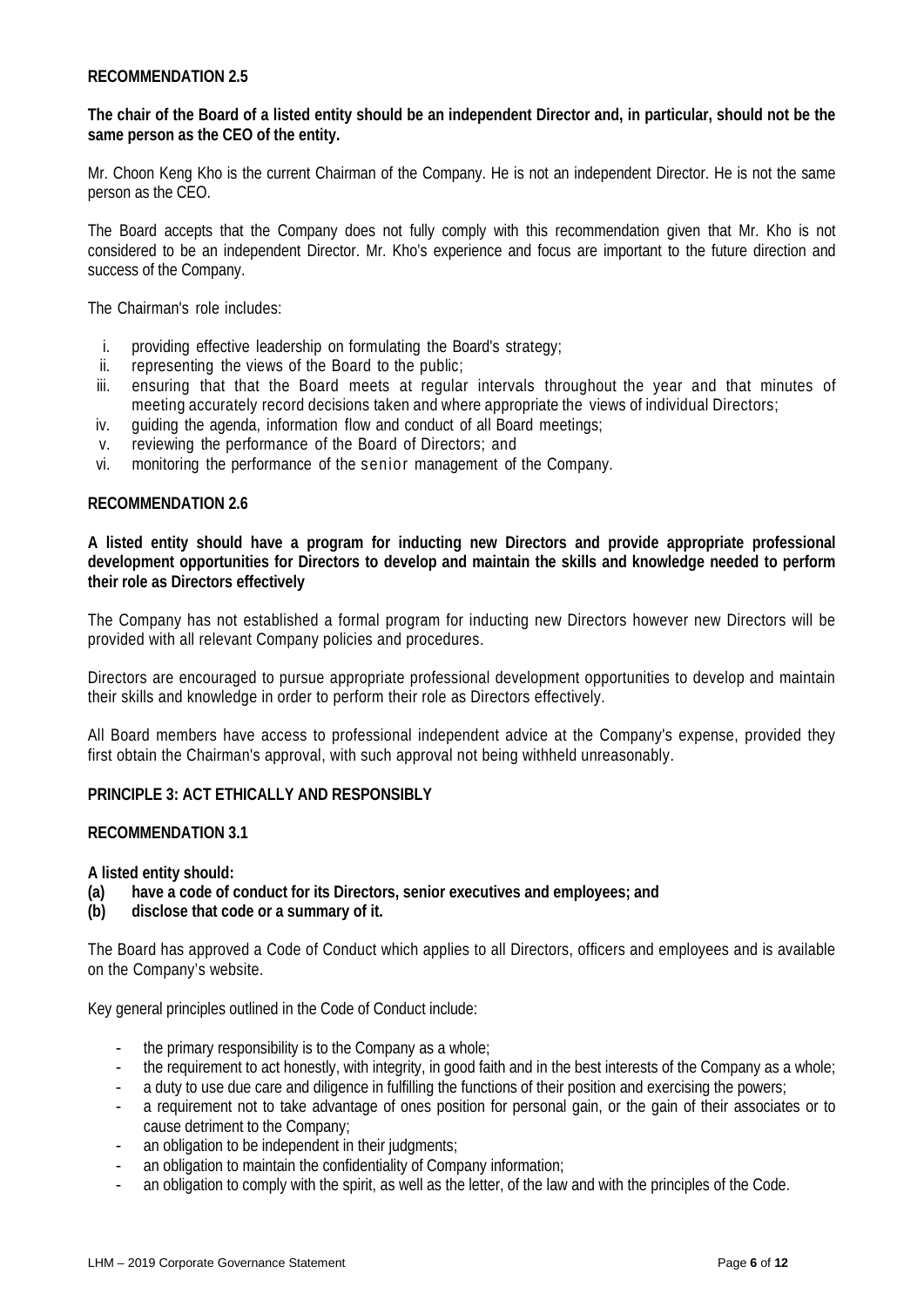**RECOMMENDATION 2.5**

**The chair of the Board of a listed entity should be an independent Director and, in particular, should not be the same person as the CEO of the entity.**

Mr. Choon Keng Kho is the current Chairman of the Company. He is not an independent Director. He is not the same person as the CEO.

The Board accepts that the Company does not fully comply with this recommendation given that Mr. Kho is not considered to be an independent Director. Mr. Kho's experience and focus are important to the future direction and success of the Company.

The Chairman's role includes:

i. providing effective leadership on formulating the Board's strategy;
ii. representing the views of the Board to the public;
iii. ensuring that that the Board meets at regular intervals throughout the year and that minutes of meeting accurately record decisions taken and where appropriate the views of individual Directors;
iv. guiding the agenda, information flow and conduct of all Board meetings;
v. reviewing the performance of the Board of Directors; and
vi. monitoring the performance of the senior management of the Company.

**RECOMMENDATION 2.6**

**A listed entity should have a program for inducting new Directors and provide appropriate professional development opportunities for Directors to develop and maintain the skills and knowledge needed to perform their role as Directors effectively**

The Company has not established a formal program for inducting new Directors however new Directors will be provided with all relevant Company policies and procedures.

Directors are encouraged to pursue appropriate professional development opportunities to develop and maintain their skills and knowledge in order to perform their role as Directors effectively.

All Board members have access to professional independent advice at the Company's expense, provided they first obtain the Chairman's approval, with such approval not being withheld unreasonably.

**PRINCIPLE 3: ACT ETHICALLY AND RESPONSIBLY**

**RECOMMENDATION 3.1**

**A listed entity should:**
**(a) have a code of conduct for its Directors, senior executives and employees; and**
**(b) disclose that code or a summary of it.**

The Board has approved a Code of Conduct which applies to all Directors, officers and employees and is available on the Company's website.

Key general principles outlined in the Code of Conduct include:

- the primary responsibility is to the Company as a whole;
- the requirement to act honestly, with integrity, in good faith and in the best interests of the Company as a whole;
- a duty to use due care and diligence in fulfilling the functions of their position and exercising the powers;
- a requirement not to take advantage of ones position for personal gain, or the gain of their associates or to cause detriment to the Company;
- an obligation to be independent in their judgments;
- an obligation to maintain the confidentiality of Company information;
- an obligation to comply with the spirit, as well as the letter, of the law and with the principles of the Code.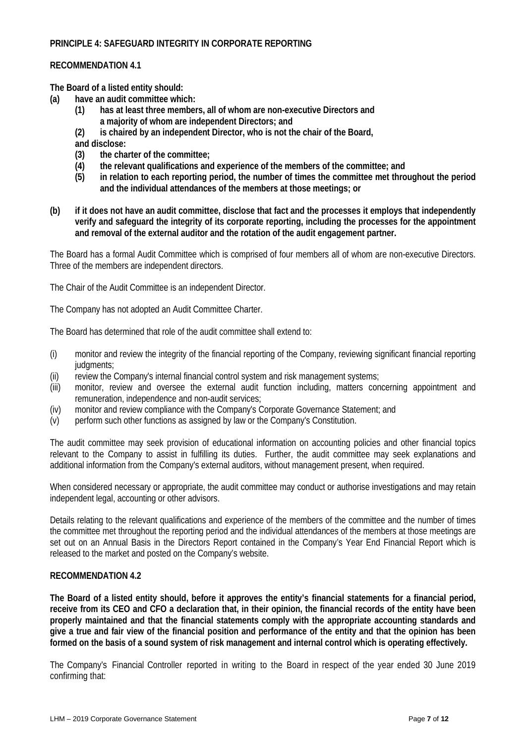**PRINCIPLE 4: SAFEGUARD INTEGRITY IN CORPORATE REPORTING**

**RECOMMENDATION 4.1**

**The Board of a listed entity should:**

**(a) have an audit committee which:**
- **(1) has at least three members, all of whom are non-executive Directors and a majority of whom are independent Directors; and**
- **(2) is chaired by an independent Director, who is not the chair of the Board,**

**and disclose:**
- **(3) the charter of the committee;**
- **(4) the relevant qualifications and experience of the members of the committee; and**
- **(5) in relation to each reporting period, the number of times the committee met throughout the period and the individual attendances of the members at those meetings; or**

**(b) if it does not have an audit committee, disclose that fact and the processes it employs that independently verify and safeguard the integrity of its corporate reporting, including the processes for the appointment and removal of the external auditor and the rotation of the audit engagement partner.**

The Board has a formal Audit Committee which is comprised of four members all of whom are non-executive Directors. Three of the members are independent directors.

The Chair of the Audit Committee is an independent Director.

The Company has not adopted an Audit Committee Charter.

The Board has determined that role of the audit committee shall extend to:

- (i) monitor and review the integrity of the financial reporting of the Company, reviewing significant financial reporting judgments;
- (ii) review the Company's internal financial control system and risk management systems;
- (iii) monitor, review and oversee the external audit function including, matters concerning appointment and remuneration, independence and non-audit services;
- (iv) monitor and review compliance with the Company's Corporate Governance Statement; and
- (v) perform such other functions as assigned by law or the Company's Constitution.

The audit committee may seek provision of educational information on accounting policies and other financial topics relevant to the Company to assist in fulfilling its duties. Further, the audit committee may seek explanations and additional information from the Company's external auditors, without management present, when required.

When considered necessary or appropriate, the audit committee may conduct or authorise investigations and may retain independent legal, accounting or other advisors.

Details relating to the relevant qualifications and experience of the members of the committee and the number of times the committee met throughout the reporting period and the individual attendances of the members at those meetings are set out on an Annual Basis in the Directors Report contained in the Company's Year End Financial Report which is released to the market and posted on the Company's website.

**RECOMMENDATION 4.2**

**The Board of a listed entity should, before it approves the entity's financial statements for a financial period, receive from its CEO and CFO a declaration that, in their opinion, the financial records of the entity have been properly maintained and that the financial statements comply with the appropriate accounting standards and give a true and fair view of the financial position and performance of the entity and that the opinion has been formed on the basis of a sound system of risk management and internal control which is operating effectively.**

The Company's Financial Controller reported in writing to the Board in respect of the year ended 30 June 2019 confirming that: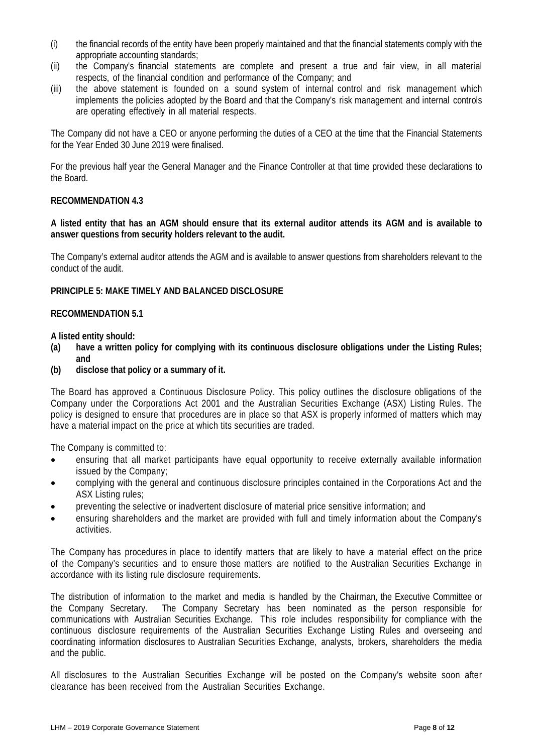(i) the financial records of the entity have been properly maintained and that the financial statements comply with the appropriate accounting standards;
(ii) the Company's financial statements are complete and present a true and fair view, in all material respects, of the financial condition and performance of the Company; and
(iii) the above statement is founded on a sound system of internal control and risk management which implements the policies adopted by the Board and that the Company's risk management and internal controls are operating effectively in all material respects.

The Company did not have a CEO or anyone performing the duties of a CEO at the time that the Financial Statements for the Year Ended 30 June 2019 were finalised.

For the previous half year the General Manager and the Finance Controller at that time provided these declarations to the Board.

**RECOMMENDATION 4.3**

**A listed entity that has an AGM should ensure that its external auditor attends its AGM and is available to answer questions from security holders relevant to the audit.**

The Company's external auditor attends the AGM and is available to answer questions from shareholders relevant to the conduct of the audit.

**PRINCIPLE 5: MAKE TIMELY AND BALANCED DISCLOSURE**

**RECOMMENDATION 5.1**

**A listed entity should:**

**(a) have a written policy for complying with its continuous disclosure obligations under the Listing Rules; and**
**(b) disclose that policy or a summary of it.**

The Board has approved a Continuous Disclosure Policy. This policy outlines the disclosure obligations of the Company under the Corporations Act 2001 and the Australian Securities Exchange (ASX) Listing Rules. The policy is designed to ensure that procedures are in place so that ASX is properly informed of matters which may have a material impact on the price at which tits securities are traded.

The Company is committed to:

- ensuring that all market participants have equal opportunity to receive externally available information issued by the Company;
- complying with the general and continuous disclosure principles contained in the Corporations Act and the ASX Listing rules;
- preventing the selective or inadvertent disclosure of material price sensitive information; and
- ensuring shareholders and the market are provided with full and timely information about the Company's activities.

The Company has procedures in place to identify matters that are likely to have a material effect on the price of the Company's securities and to ensure those matters are notified to the Australian Securities Exchange in accordance with its listing rule disclosure requirements.

The distribution of information to the market and media is handled by the Chairman, the Executive Committee or the Company Secretary. The Company Secretary has been nominated as the person responsible for communications with Australian Securities Exchange. This role includes responsibility for compliance with the continuous disclosure requirements of the Australian Securities Exchange Listing Rules and overseeing and coordinating information disclosures to Australian Securities Exchange, analysts, brokers, shareholders the media and the public.

All disclosures to the Australian Securities Exchange will be posted on the Company's website soon after clearance has been received from the Australian Securities Exchange.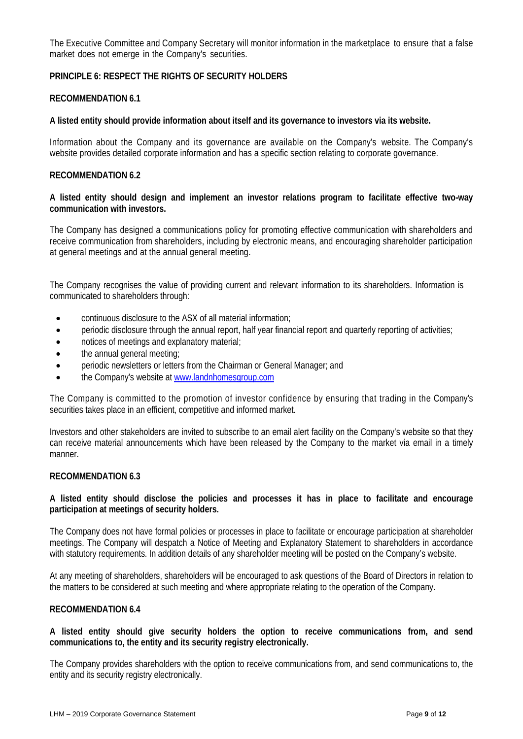The Executive Committee and Company Secretary will monitor information in the marketplace to ensure that a false market does not emerge in the Company's securities.

## PRINCIPLE 6: RESPECT THE RIGHTS OF SECURITY HOLDERS

### RECOMMENDATION 6.1

**A listed entity should provide information about itself and its governance to investors via its website.**

Information about the Company and its governance are available on the Company's website. The Company's website provides detailed corporate information and has a specific section relating to corporate governance.

### RECOMMENDATION 6.2

**A listed entity should design and implement an investor relations program to facilitate effective two-way communication with investors.**

The Company has designed a communications policy for promoting effective communication with shareholders and receive communication from shareholders, including by electronic means, and encouraging shareholder participation at general meetings and at the annual general meeting.

The Company recognises the value of providing current and relevant information to its shareholders. Information is communicated to shareholders through:

- continuous disclosure to the ASX of all material information;
- periodic disclosure through the annual report, half year financial report and quarterly reporting of activities;
- notices of meetings and explanatory material;
- the annual general meeting;
- periodic newsletters or letters from the Chairman or General Manager; and
- the Company's website at www.landnhomesgroup.com

The Company is committed to the promotion of investor confidence by ensuring that trading in the Company's securities takes place in an efficient, competitive and informed market.

Investors and other stakeholders are invited to subscribe to an email alert facility on the Company's website so that they can receive material announcements which have been released by the Company to the market via email in a timely manner.

### RECOMMENDATION 6.3

**A listed entity should disclose the policies and processes it has in place to facilitate and encourage participation at meetings of security holders.**

The Company does not have formal policies or processes in place to facilitate or encourage participation at shareholder meetings. The Company will despatch a Notice of Meeting and Explanatory Statement to shareholders in accordance with statutory requirements. In addition details of any shareholder meeting will be posted on the Company's website.

At any meeting of shareholders, shareholders will be encouraged to ask questions of the Board of Directors in relation to the matters to be considered at such meeting and where appropriate relating to the operation of the Company.

### RECOMMENDATION 6.4

**A listed entity should give security holders the option to receive communications from, and send communications to, the entity and its security registry electronically.**

The Company provides shareholders with the option to receive communications from, and send communications to, the entity and its security registry electronically.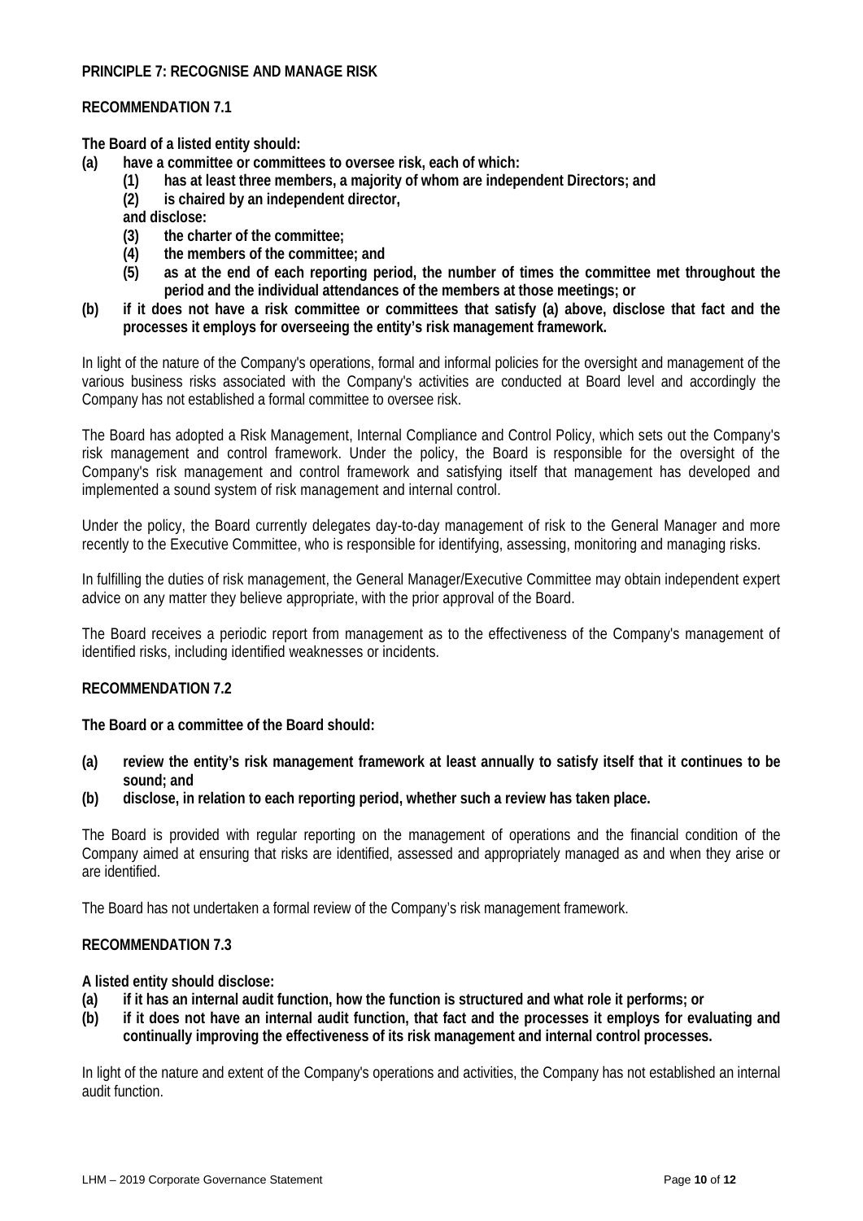**PRINCIPLE 7: RECOGNISE AND MANAGE RISK**

**RECOMMENDATION 7.1**

**The Board of a listed entity should:**

**(a) have a committee or committees to oversee risk, each of which:**
   - **(1) has at least three members, a majority of whom are independent Directors; and**
   - **(2) is chaired by an independent director,**

   **and disclose:**
   - **(3) the charter of the committee;**
   - **(4) the members of the committee; and**
   - **(5) as at the end of each reporting period, the number of times the committee met throughout the period and the individual attendances of the members at those meetings; or**

**(b) if it does not have a risk committee or committees that satisfy (a) above, disclose that fact and the processes it employs for overseeing the entity's risk management framework.**

In light of the nature of the Company's operations, formal and informal policies for the oversight and management of the various business risks associated with the Company's activities are conducted at Board level and accordingly the Company has not established a formal committee to oversee risk.

The Board has adopted a Risk Management, Internal Compliance and Control Policy, which sets out the Company's risk management and control framework. Under the policy, the Board is responsible for the oversight of the Company's risk management and control framework and satisfying itself that management has developed and implemented a sound system of risk management and internal control.

Under the policy, the Board currently delegates day-to-day management of risk to the General Manager and more recently to the Executive Committee, who is responsible for identifying, assessing, monitoring and managing risks.

In fulfilling the duties of risk management, the General Manager/Executive Committee may obtain independent expert advice on any matter they believe appropriate, with the prior approval of the Board.

The Board receives a periodic report from management as to the effectiveness of the Company's management of identified risks, including identified weaknesses or incidents.

**RECOMMENDATION 7.2**

**The Board or a committee of the Board should:**

**(a) review the entity's risk management framework at least annually to satisfy itself that it continues to be sound; and**

**(b) disclose, in relation to each reporting period, whether such a review has taken place.**

The Board is provided with regular reporting on the management of operations and the financial condition of the Company aimed at ensuring that risks are identified, assessed and appropriately managed as and when they arise or are identified.

The Board has not undertaken a formal review of the Company's risk management framework.

**RECOMMENDATION 7.3**

**A listed entity should disclose:**

**(a) if it has an internal audit function, how the function is structured and what role it performs; or**

**(b) if it does not have an internal audit function, that fact and the processes it employs for evaluating and continually improving the effectiveness of its risk management and internal control processes.**

In light of the nature and extent of the Company's operations and activities, the Company has not established an internal audit function.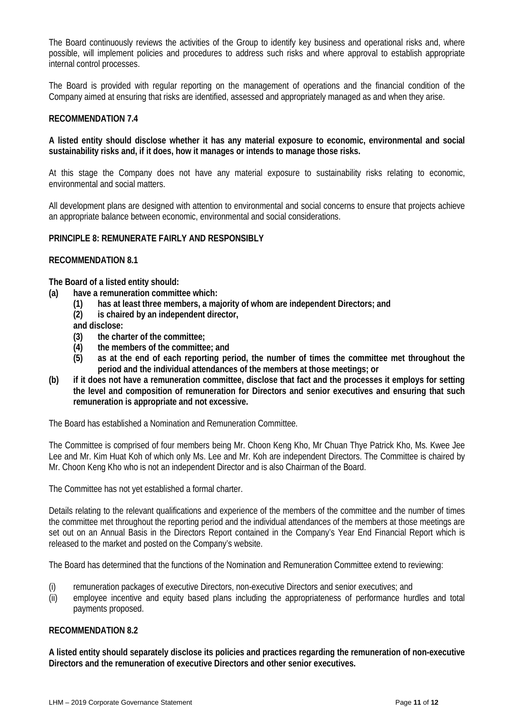The Board continuously reviews the activities of the Group to identify key business and operational risks and, where possible, will implement policies and procedures to address such risks and where approval to establish appropriate internal control processes.

The Board is provided with regular reporting on the management of operations and the financial condition of the Company aimed at ensuring that risks are identified, assessed and appropriately managed as and when they arise.

**RECOMMENDATION 7.4**

**A listed entity should disclose whether it has any material exposure to economic, environmental and social sustainability risks and, if it does, how it manages or intends to manage those risks.**

At this stage the Company does not have any material exposure to sustainability risks relating to economic, environmental and social matters.

All development plans are designed with attention to environmental and social concerns to ensure that projects achieve an appropriate balance between economic, environmental and social considerations.

**PRINCIPLE 8: REMUNERATE FAIRLY AND RESPONSIBLY**

**RECOMMENDATION 8.1**

**The Board of a listed entity should:**

**(a) have a remuneration committee which:**
  - **(1) has at least three members, a majority of whom are independent Directors; and**
  - **(2) is chaired by an independent director,**

  **and disclose:**
  - **(3) the charter of the committee;**
  - **(4) the members of the committee; and**
  - **(5) as at the end of each reporting period, the number of times the committee met throughout the period and the individual attendances of the members at those meetings; or**

**(b) if it does not have a remuneration committee, disclose that fact and the processes it employs for setting the level and composition of remuneration for Directors and senior executives and ensuring that such remuneration is appropriate and not excessive.**

The Board has established a Nomination and Remuneration Committee.

The Committee is comprised of four members being Mr. Choon Keng Kho, Mr Chuan Thye Patrick Kho, Ms. Kwee Jee Lee and Mr. Kim Huat Koh of which only Ms. Lee and Mr. Koh are independent Directors. The Committee is chaired by Mr. Choon Keng Kho who is not an independent Director and is also Chairman of the Board.

The Committee has not yet established a formal charter.

Details relating to the relevant qualifications and experience of the members of the committee and the number of times the committee met throughout the reporting period and the individual attendances of the members at those meetings are set out on an Annual Basis in the Directors Report contained in the Company's Year End Financial Report which is released to the market and posted on the Company's website.

The Board has determined that the functions of the Nomination and Remuneration Committee extend to reviewing:

(i) remuneration packages of executive Directors, non-executive Directors and senior executives; and

(ii) employee incentive and equity based plans including the appropriateness of performance hurdles and total payments proposed.

**RECOMMENDATION 8.2**

**A listed entity should separately disclose its policies and practices regarding the remuneration of non-executive Directors and the remuneration of executive Directors and other senior executives.**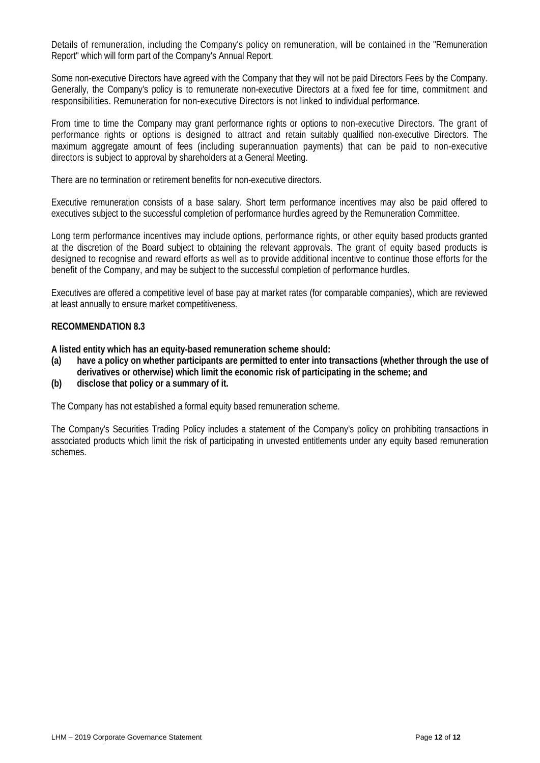Details of remuneration, including the Company's policy on remuneration, will be contained in the "Remuneration Report" which will form part of the Company's Annual Report.

Some non-executive Directors have agreed with the Company that they will not be paid Directors Fees by the Company. Generally, the Company's policy is to remunerate non-executive Directors at a fixed fee for time, commitment and responsibilities. Remuneration for non-executive Directors is not linked to individual performance.

From time to time the Company may grant performance rights or options to non-executive Directors. The grant of performance rights or options is designed to attract and retain suitably qualified non-executive Directors. The maximum aggregate amount of fees (including superannuation payments) that can be paid to non-executive directors is subject to approval by shareholders at a General Meeting.

There are no termination or retirement benefits for non-executive directors.

Executive remuneration consists of a base salary. Short term performance incentives may also be paid offered to executives subject to the successful completion of performance hurdles agreed by the Remuneration Committee.

Long term performance incentives may include options, performance rights, or other equity based products granted at the discretion of the Board subject to obtaining the relevant approvals. The grant of equity based products is designed to recognise and reward efforts as well as to provide additional incentive to continue those efforts for the benefit of the Company, and may be subject to the successful completion of performance hurdles.

Executives are offered a competitive level of base pay at market rates (for comparable companies), which are reviewed at least annually to ensure market competitiveness.

**RECOMMENDATION 8.3**

**A listed entity which has an equity-based remuneration scheme should:**

**(a) have a policy on whether participants are permitted to enter into transactions (whether through the use of derivatives or otherwise) which limit the economic risk of participating in the scheme; and**

**(b) disclose that policy or a summary of it.**

The Company has not established a formal equity based remuneration scheme.

The Company's Securities Trading Policy includes a statement of the Company's policy on prohibiting transactions in associated products which limit the risk of participating in unvested entitlements under any equity based remuneration schemes.